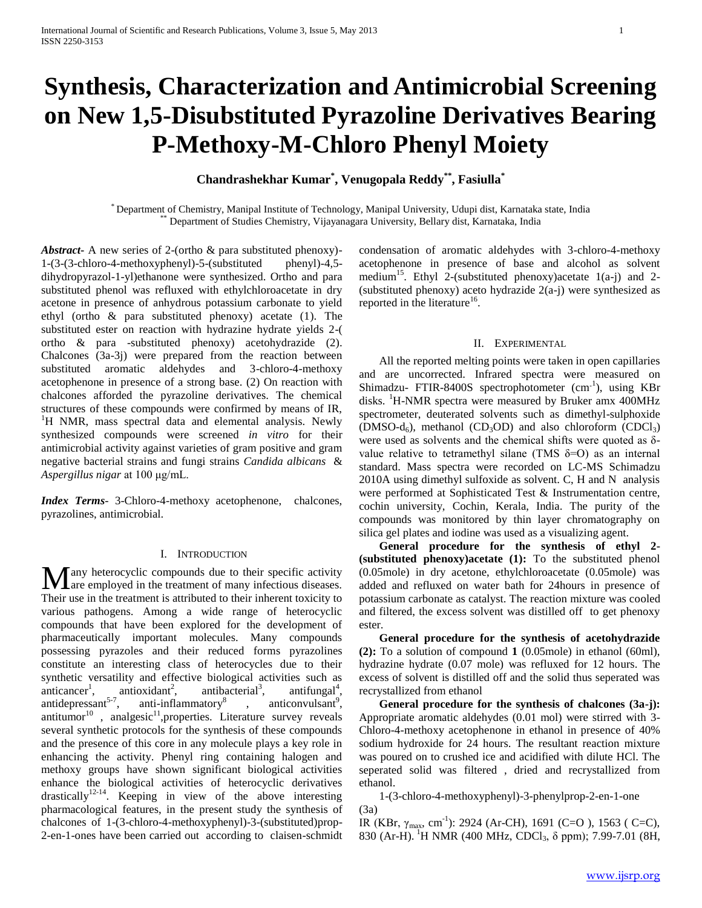# Synthesis, Characterization and Antimicrobial Screening on New 1,5-Disubstituted Pyrazoline Derivatives Bearing P-Methoxy-M-Chloro Phenyl Moiety

**Chandrashekhar Kumar[*], Venugopala Reddy[**], Fasiulla[*]**

[*] Department of Chemistry, Manipal Institute of Technology, Manipal University, Udupi dist, Karnataka state, India
[**] Department of Studies Chemistry, Vijayanagara University, Bellary dist, Karnataka, India

***Abstract***- A new series of 2-(ortho & para substituted phenoxy)-1-(3-(3-chloro-4-methoxyphenyl)-5-(substituted phenyl)-4,5-dihydropyrazol-1-yl)ethanone were synthesized. Ortho and para substituted phenol was refluxed with ethylchloroacetate in dry acetone in presence of anhydrous potassium carbonate to yield ethyl (ortho & para substituted phenoxy) acetate (1). The substituted ester on reaction with hydrazine hydrate yields 2-( ortho & para -substituted phenoxy) acetohydrazide (2). Chalcones (3a-3j) were prepared from the reaction between substituted aromatic aldehydes and 3-chloro-4-methoxy acetophenone in presence of a strong base. (2) On reaction with chalcones afforded the pyrazoline derivatives. The chemical structures of these compounds were confirmed by means of IR, $^{1}$H NMR, mass spectral data and elemental analysis. Newly synthesized compounds were screened *in vitro* for their antimicrobial activity against varieties of gram positive and gram negative bacterial strains and fungi strains *Candida albicans* & *Aspergillus nigar* at 100 μg/mL.

***Index Terms***- 3-Chloro-4-methoxy acetophenone, chalcones, pyrazolines, antimicrobial.

## I. Introduction

Many heterocyclic compounds due to their specific activity are employed in the treatment of many infectious diseases. Their use in the treatment is attributed to their inherent toxicity to various pathogens. Among a wide range of heterocyclic compounds that have been explored for the development of pharmaceutically important molecules. Many compounds possessing pyrazoles and their reduced forms pyrazolines constitute an interesting class of heterocycles due to their synthetic versatility and effective biological activities such as anticancer[1], antioxidant[2], antibacterial[3], antifungal[4], antidepressant[5-7], anti-inflammatory[8] , anticonvulsant[9], antitumor[10] , analgesic[11],properties. Literature survey reveals several synthetic protocols for the synthesis of these compounds and the presence of this core in any molecule plays a key role in enhancing the activity. Phenyl ring containing halogen and methoxy groups have shown significant biological activities enhance the biological activities of heterocyclic derivatives drastically[12-14]. Keeping in view of the above interesting pharmacological features, in the present study the synthesis of chalcones of 1-(3-chloro-4-methoxyphenyl)-3-(substituted)prop-2-en-1-ones have been carried out according to claisen-schmidt condensation of aromatic aldehydes with 3-chloro-4-methoxy acetophenone in presence of base and alcohol as solvent medium[15]. Ethyl 2-(substituted phenoxy)acetate 1(a-j) and 2-(substituted phenoxy) aceto hydrazide 2(a-j) were synthesized as reported in the literature[16].

## II. Experimental

All the reported melting points were taken in open capillaries and are uncorrected. Infrared spectra were measured on Shimadzu- FTIR-8400S spectrophotometer (cm$^{-1}$), using KBr disks. $^{1}$H-NMR spectra were measured by Bruker amx 400MHz spectrometer, deuterated solvents such as dimethyl-sulphoxide (DMSO-$d_6$), methanol ($CD_3OD$) and also chloroform ($CDCl_3$) were used as solvents and the chemical shifts were quoted as δ-value relative to tetramethyl silane (TMS δ=O) as an internal standard. Mass spectra were recorded on LC-MS Schimadzu 2010A using dimethyl sulfoxide as solvent. C, H and N analysis were performed at Sophisticated Test & Instrumentation centre, cochin university, Cochin, Kerala, India. The purity of the compounds was monitored by thin layer chromatography on silica gel plates and iodine was used as a visualizing agent.

**General procedure for the synthesis of ethyl 2-(substituted phenoxy)acetate (1):** To the substituted phenol (0.05mole) in dry acetone, ethylchloroacetate (0.05mole) was added and refluxed on water bath for 24hours in presence of potassium carbonate as catalyst. The reaction mixture was cooled and filtered, the excess solvent was distilled off to get phenoxy ester.

**General procedure for the synthesis of acetohydrazide (2):** To a solution of compound **1** (0.05mole) in ethanol (60ml), hydrazine hydrate (0.07 mole) was refluxed for 12 hours. The excess of solvent is distilled off and the solid thus seperated was recrystallized from ethanol

**General procedure for the synthesis of chalcones (3a-j):** Appropriate aromatic aldehydes (0.01 mol) were stirred with 3-Chloro-4-methoxy acetophenone in ethanol in presence of 40% sodium hydroxide for 24 hours. The resultant reaction mixture was poured on to crushed ice and acidified with dilute HCl. The seperated solid was filtered , dried and recrystallized from ethanol.

1-(3-chloro-4-methoxyphenyl)-3-phenylprop-2-en-1-one (3a)

IR (KBr, $\gamma_{max}$, cm$^{-1}$): 2924 (Ar-CH), 1691 (C=O ), 1563 ( C=C), 830 (Ar-H). $^{1}$H NMR (400 MHz, $CDCl_3$, δ ppm); 7.99-7.01 (8H,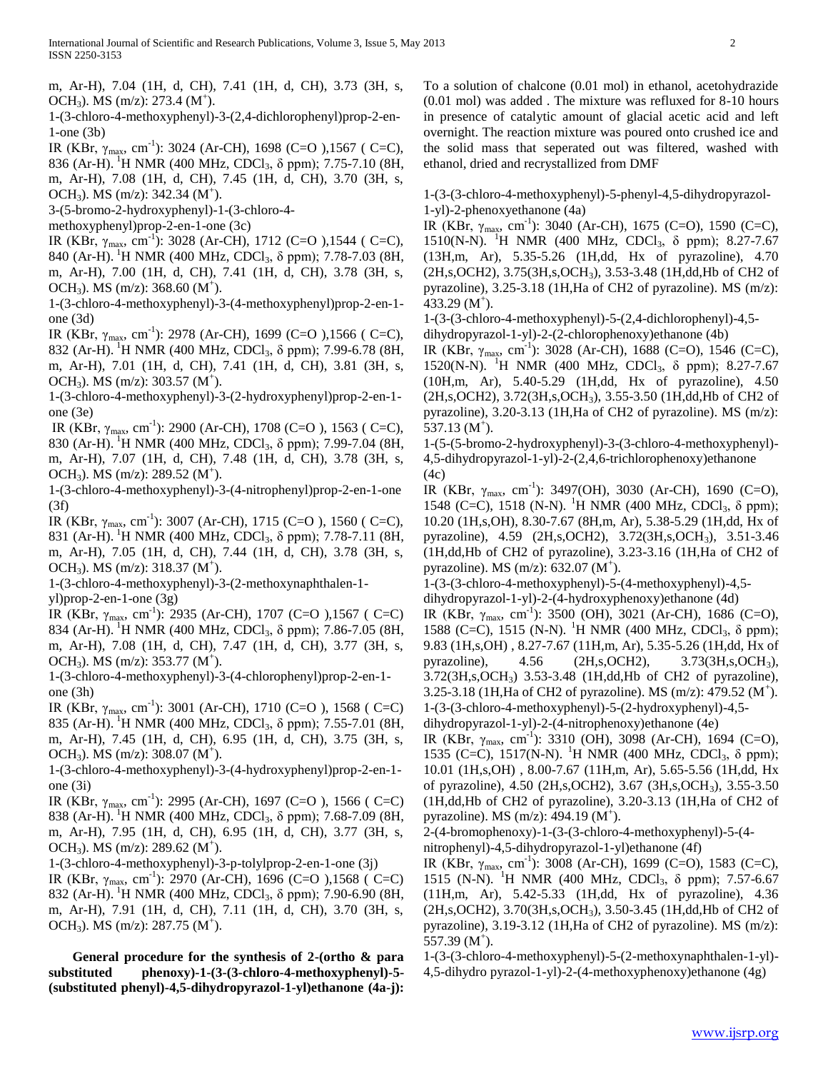m, Ar-H), 7.04 (1H, d, CH), 7.41 (1H, d, CH), 3.73 (3H, s, $OCH_3$). MS (m/z): 273.4 ($M^+$).

1-(3-chloro-4-methoxyphenyl)-3-(2,4-dichlorophenyl)prop-2-en-1-one (3b)

IR (KBr, $\gamma_{max}$, $cm^{-1}$): 3024 (Ar-CH), 1698 (C=O ),1567 ( C=C), 836 (Ar-H). $^1H$ NMR (400 MHz, $CDCl_3$, δ ppm); 7.75-7.10 (8H, m, Ar-H), 7.08 (1H, d, CH), 7.45 (1H, d, CH), 3.70 (3H, s, $OCH_3$). MS (m/z): 342.34 ($M^+$).

3-(5-bromo-2-hydroxyphenyl)-1-(3-chloro-4-methoxyphenyl)prop-2-en-1-one (3c)

IR (KBr, $\gamma_{max}$, $cm^{-1}$): 3028 (Ar-CH), 1712 (C=O ),1544 ( C=C), 840 (Ar-H). $^1H$ NMR (400 MHz, $CDCl_3$, δ ppm); 7.78-7.03 (8H, m, Ar-H), 7.00 (1H, d, CH), 7.41 (1H, d, CH), 3.78 (3H, s, $OCH_3$). MS (m/z): 368.60 ($M^+$).

1-(3-chloro-4-methoxyphenyl)-3-(4-methoxyphenyl)prop-2-en-1-one (3d)

IR (KBr, $\gamma_{max}$, $cm^{-1}$): 2978 (Ar-CH), 1699 (C=O ),1566 ( C=C), 832 (Ar-H). $^1H$ NMR (400 MHz, $CDCl_3$, δ ppm); 7.99-6.78 (8H, m, Ar-H), 7.01 (1H, d, CH), 7.41 (1H, d, CH), 3.81 (3H, s, $OCH_3$). MS (m/z): 303.57 ($M^+$).

1-(3-chloro-4-methoxyphenyl)-3-(2-hydroxyphenyl)prop-2-en-1-one (3e)

IR (KBr, $\gamma_{max}$, $cm^{-1}$): 2900 (Ar-CH), 1708 (C=O ), 1563 ( C=C), 830 (Ar-H). $^1H$ NMR (400 MHz, $CDCl_3$, δ ppm); 7.99-7.04 (8H, m, Ar-H), 7.07 (1H, d, CH), 7.48 (1H, d, CH), 3.78 (3H, s, $OCH_3$). MS (m/z): 289.52 ($M^+$).

1-(3-chloro-4-methoxyphenyl)-3-(4-nitrophenyl)prop-2-en-1-one (3f)

IR (KBr, $\gamma_{max}$, $cm^{-1}$): 3007 (Ar-CH), 1715 (C=O ), 1560 ( C=C), 831 (Ar-H). $^1H$ NMR (400 MHz, $CDCl_3$, δ ppm); 7.78-7.11 (8H, m, Ar-H), 7.05 (1H, d, CH), 7.44 (1H, d, CH), 3.78 (3H, s, $OCH_3$). MS (m/z): 318.37 ($M^+$).

1-(3-chloro-4-methoxyphenyl)-3-(2-methoxynaphthalen-1-yl)prop-2-en-1-one (3g)

IR (KBr, $\gamma_{max}$, $cm^{-1}$): 2935 (Ar-CH), 1707 (C=O ),1567 ( C=C) 834 (Ar-H). $^1H$ NMR (400 MHz, $CDCl_3$, δ ppm); 7.86-7.05 (8H, m, Ar-H), 7.08 (1H, d, CH), 7.47 (1H, d, CH), 3.77 (3H, s, $OCH_3$). MS (m/z): 353.77 ($M^+$).

1-(3-chloro-4-methoxyphenyl)-3-(4-chlorophenyl)prop-2-en-1-one (3h)

IR (KBr, $\gamma_{max}$, $cm^{-1}$): 3001 (Ar-CH), 1710 (C=O ), 1568 ( C=C) 835 (Ar-H). $^1H$ NMR (400 MHz, $CDCl_3$, δ ppm); 7.55-7.01 (8H, m, Ar-H), 7.45 (1H, d, CH), 6.95 (1H, d, CH), 3.75 (3H, s, $OCH_3$). MS (m/z): 308.07 ($M^+$).

1-(3-chloro-4-methoxyphenyl)-3-(4-hydroxyphenyl)prop-2-en-1-one (3i)

IR (KBr, $\gamma_{max}$, $cm^{-1}$): 2995 (Ar-CH), 1697 (C=O ), 1566 ( C=C) 838 (Ar-H). $^1H$ NMR (400 MHz, $CDCl_3$, δ ppm); 7.68-7.09 (8H, m, Ar-H), 7.95 (1H, d, CH), 6.95 (1H, d, CH), 3.77 (3H, s, $OCH_3$). MS (m/z): 289.62 ($M^+$).

1-(3-chloro-4-methoxyphenyl)-3-p-tolylprop-2-en-1-one (3j)

IR (KBr, $\gamma_{max}$, $cm^{-1}$): 2970 (Ar-CH), 1696 (C=O ),1568 ( C=C) 832 (Ar-H). $^1H$ NMR (400 MHz, $CDCl_3$, δ ppm); 7.90-6.90 (8H, m, Ar-H), 7.91 (1H, d, CH), 7.11 (1H, d, CH), 3.70 (3H, s, $OCH_3$). MS (m/z): 287.75 ($M^+$).

**General procedure for the synthesis of 2-(ortho & para substituted phenoxy)-1-(3-(3-chloro-4-methoxyphenyl)-5-(substituted phenyl)-4,5-dihydropyrazol-1-yl)ethanone (4a-j):**

To a solution of chalcone (0.01 mol) in ethanol, acetohydrazide (0.01 mol) was added . The mixture was refluxed for 8-10 hours in presence of catalytic amount of glacial acetic acid and left overnight. The reaction mixture was poured onto crushed ice and the solid mass that seperated out was filtered, washed with ethanol, dried and recrystallized from DMF

1-(3-(3-chloro-4-methoxyphenyl)-5-phenyl-4,5-dihydropyrazol-1-yl)-2-phenoxyethanone (4a)

IR (KBr, $\gamma_{max}$, $cm^{-1}$): 3040 (Ar-CH), 1675 (C=O), 1590 (C=C), 1510(N-N). $^1H$ NMR (400 MHz, $CDCl_3$, δ ppm); 8.27-7.67 (13H,m, Ar), 5.35-5.26 (1H,dd, Hx of pyrazoline), 4.70 (2H,s,OCH2), 3.75(3H,s,$OCH_3$), 3.53-3.48 (1H,dd,Hb of CH2 of pyrazoline), 3.25-3.18 (1H,Ha of CH2 of pyrazoline). MS (m/z): 433.29 ($M^+$).

1-(3-(3-chloro-4-methoxyphenyl)-5-(2,4-dichlorophenyl)-4,5-dihydropyrazol-1-yl)-2-(2-chlorophenoxy)ethanone (4b)

IR (KBr, $\gamma_{max}$, $cm^{-1}$): 3028 (Ar-CH), 1688 (C=O), 1546 (C=C), 1520(N-N). $^1H$ NMR (400 MHz, $CDCl_3$, δ ppm); 8.27-7.67 (10H,m, Ar), 5.40-5.29 (1H,dd, Hx of pyrazoline), 4.50 (2H,s,OCH2), 3.72(3H,s,$OCH_3$), 3.55-3.50 (1H,dd,Hb of CH2 of pyrazoline), 3.20-3.13 (1H,Ha of CH2 of pyrazoline). MS (m/z): 537.13 ($M^+$).

1-(5-(5-bromo-2-hydroxyphenyl)-3-(3-chloro-4-methoxyphenyl)-4,5-dihydropyrazol-1-yl)-2-(2,4,6-trichlorophenoxy)ethanone (4c)

IR (KBr, $\gamma_{max}$, $cm^{-1}$): 3497(OH), 3030 (Ar-CH), 1690 (C=O), 1548 (C=C), 1518 (N-N). $^1H$ NMR (400 MHz, $CDCl_3$, δ ppm); 10.20 (1H,s,OH), 8.30-7.67 (8H,m, Ar), 5.38-5.29 (1H,dd, Hx of pyrazoline), 4.59 (2H,s,OCH2), 3.72(3H,s,$OCH_3$), 3.51-3.46 (1H,dd,Hb of CH2 of pyrazoline), 3.23-3.16 (1H,Ha of CH2 of pyrazoline). MS (m/z): 632.07 ($M^+$).

1-(3-(3-chloro-4-methoxyphenyl)-5-(4-methoxyphenyl)-4,5-dihydropyrazol-1-yl)-2-(4-hydroxyphenoxy)ethanone (4d)

IR (KBr, $\gamma_{max}$, $cm^{-1}$): 3500 (OH), 3021 (Ar-CH), 1686 (C=O), 1588 (C=C), 1515 (N-N). $^1H$ NMR (400 MHz, $CDCl_3$, δ ppm); 9.83 (1H,s,OH) , 8.27-7.67 (11H,m, Ar), 5.35-5.26 (1H,dd, Hx of pyrazoline), 4.56 (2H,s,OCH2), 3.73(3H,s,$OCH_3$), 3.72(3H,s,$OCH_3$) 3.53-3.48 (1H,dd,Hb of CH2 of pyrazoline), 3.25-3.18 (1H,Ha of CH2 of pyrazoline). MS (m/z): 479.52 ($M^+$).

1-(3-(3-chloro-4-methoxyphenyl)-5-(2-hydroxyphenyl)-4,5-dihydropyrazol-1-yl)-2-(4-nitrophenoxy)ethanone (4e)

IR (KBr, $\gamma_{max}$, $cm^{-1}$): 3310 (OH), 3098 (Ar-CH), 1694 (C=O), 1535 (C=C), 1517(N-N). $^1H$ NMR (400 MHz, $CDCl_3$, δ ppm); 10.01 (1H,s,OH) , 8.00-7.67 (11H,m, Ar), 5.65-5.56 (1H,dd, Hx of pyrazoline), 4.50 (2H,s,OCH2), 3.67 (3H,s,$OCH_3$), 3.55-3.50 (1H,dd,Hb of CH2 of pyrazoline), 3.20-3.13 (1H,Ha of CH2 of pyrazoline). MS (m/z): 494.19 ($M^+$).

2-(4-bromophenoxy)-1-(3-(3-chloro-4-methoxyphenyl)-5-(4-nitrophenyl)-4,5-dihydropyrazol-1-yl)ethanone (4f)

IR (KBr, $\gamma_{max}$, $cm^{-1}$): 3008 (Ar-CH), 1699 (C=O), 1583 (C=C), 1515 (N-N). $^1H$ NMR (400 MHz, $CDCl_3$, δ ppm); 7.57-6.67 (11H,m, Ar), 5.42-5.33 (1H,dd, Hx of pyrazoline), 4.36 (2H,s,OCH2), 3.70(3H,s,$OCH_3$), 3.50-3.45 (1H,dd,Hb of CH2 of pyrazoline), 3.19-3.12 (1H,Ha of CH2 of pyrazoline). MS (m/z): 557.39 ($M^+$).

1-(3-(3-chloro-4-methoxyphenyl)-5-(2-methoxynaphthalen-1-yl)-4,5-dihydro pyrazol-1-yl)-2-(4-methoxyphenoxy)ethanone (4g)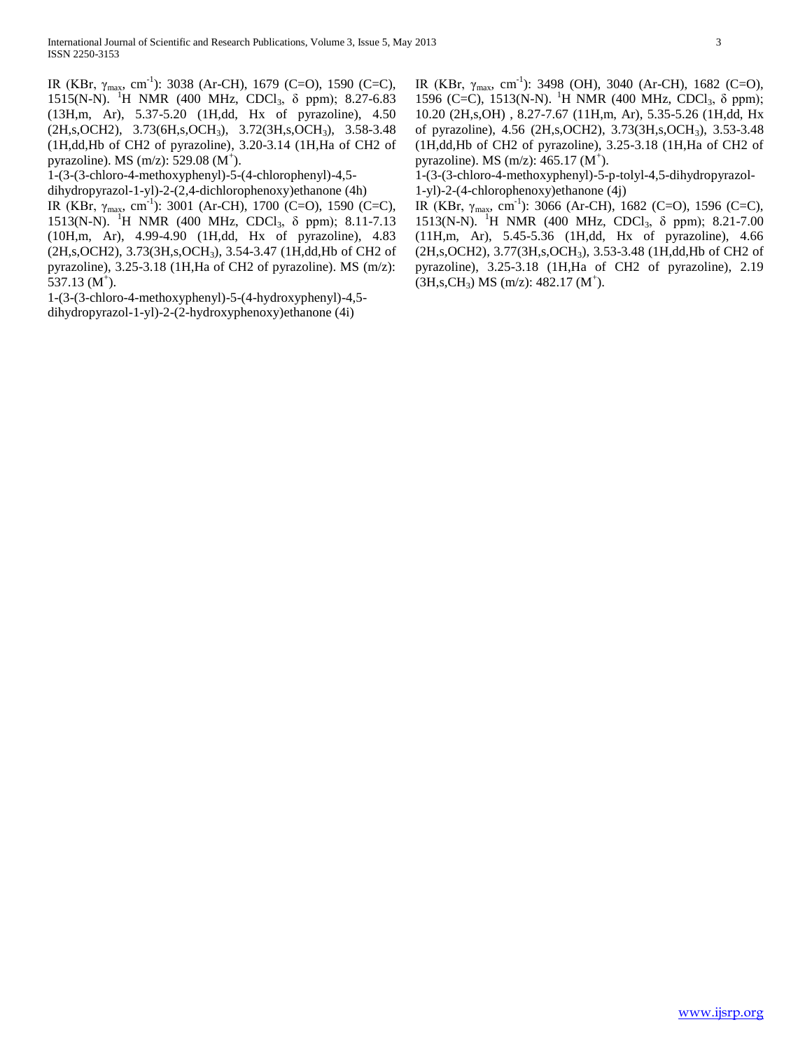IR (KBr, $\gamma_{max}$, $cm^{-1}$): 3038 (Ar-CH), 1679 (C=O), 1590 (C=C), 1515(N-N). $^{1}$H NMR (400 MHz, $CDCl_3$, δ ppm); 8.27-6.83 (13H,m, Ar), 5.37-5.20 (1H,dd, Hx of pyrazoline), 4.50 (2H,s,OCH2), 3.73(6H,s,$OCH_3$), 3.72(3H,s,$OCH_3$), 3.58-3.48 (1H,dd,Hb of CH2 of pyrazoline), 3.20-3.14 (1H,Ha of CH2 of pyrazoline). MS (m/z): 529.08 ($M^+$).

1-(3-(3-chloro-4-methoxyphenyl)-5-(4-chlorophenyl)-4,5-dihydropyrazol-1-yl)-2-(2,4-dichlorophenoxy)ethanone (4h)

IR (KBr, $\gamma_{max}$, $cm^{-1}$): 3001 (Ar-CH), 1700 (C=O), 1590 (C=C), 1513(N-N). $^{1}$H NMR (400 MHz, $CDCl_3$, δ ppm); 8.11-7.13 (10H,m, Ar), 4.99-4.90 (1H,dd, Hx of pyrazoline), 4.83 (2H,s,OCH2), 3.73(3H,s,$OCH_3$), 3.54-3.47 (1H,dd,Hb of CH2 of pyrazoline), 3.25-3.18 (1H,Ha of CH2 of pyrazoline). MS (m/z): 537.13 ($M^+$).

1-(3-(3-chloro-4-methoxyphenyl)-5-(4-hydroxyphenyl)-4,5-dihydropyrazol-1-yl)-2-(2-hydroxyphenoxy)ethanone (4i)

IR (KBr, $\gamma_{max}$, $cm^{-1}$): 3498 (OH), 3040 (Ar-CH), 1682 (C=O), 1596 (C=C), 1513(N-N). $^{1}$H NMR (400 MHz, $CDCl_3$, δ ppm); 10.20 (2H,s,OH) , 8.27-7.67 (11H,m, Ar), 5.35-5.26 (1H,dd, Hx of pyrazoline), 4.56 (2H,s,OCH2), 3.73(3H,s,$OCH_3$), 3.53-3.48 (1H,dd,Hb of CH2 of pyrazoline), 3.25-3.18 (1H,Ha of CH2 of pyrazoline). MS (m/z): 465.17 ($M^+$).

1-(3-(3-chloro-4-methoxyphenyl)-5-p-tolyl-4,5-dihydropyrazol-1-yl)-2-(4-chlorophenoxy)ethanone (4j)

IR (KBr, $\gamma_{max}$, $cm^{-1}$): 3066 (Ar-CH), 1682 (C=O), 1596 (C=C), 1513(N-N). $^{1}$H NMR (400 MHz, $CDCl_3$, δ ppm); 8.21-7.00 (11H,m, Ar), 5.45-5.36 (1H,dd, Hx of pyrazoline), 4.66 (2H,s,OCH2), 3.77(3H,s,$OCH_3$), 3.53-3.48 (1H,dd,Hb of CH2 of pyrazoline), 3.25-3.18 (1H,Ha of CH2 of pyrazoline), 2.19 (3H,s,$CH_3$) MS (m/z): 482.17 ($M^+$).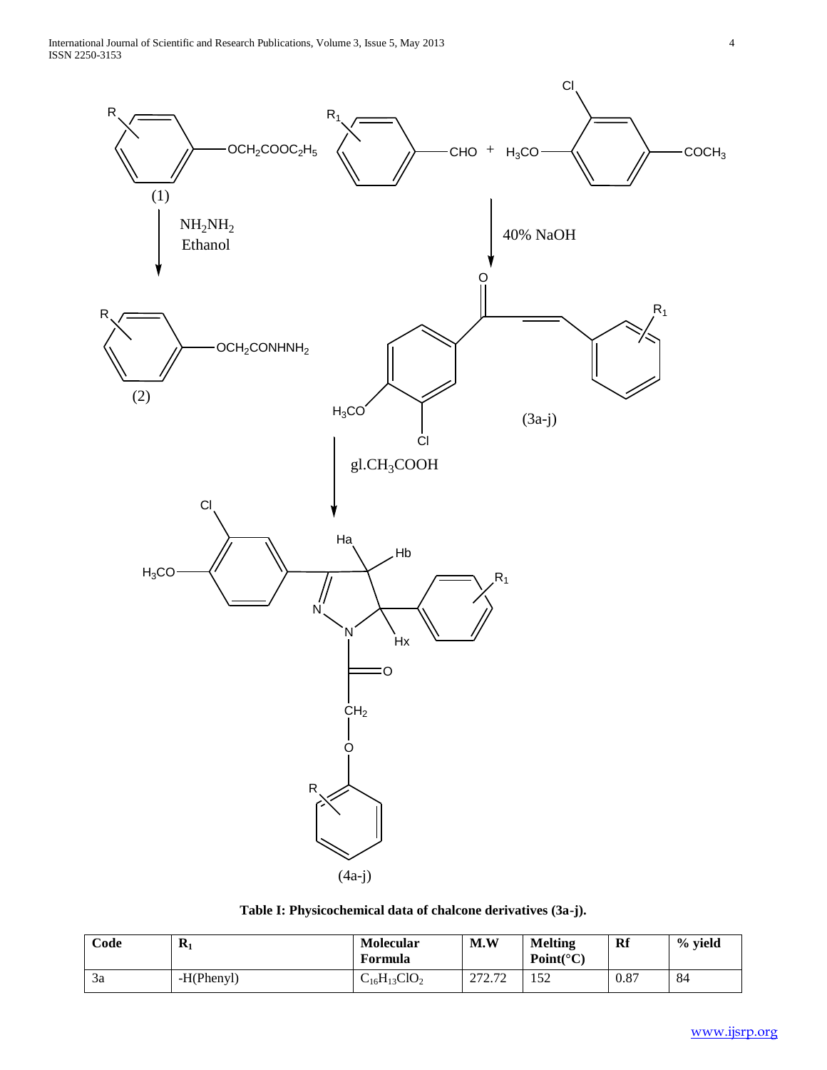**Table I: Physicochemical data of chalcone derivatives (3a-j).**

| Code | $R_1$ | Molecular Formula | M.W | Melting Point(°C) | Rf | % yield |
|---|---|---|---|---|---|---|
| 3a | -H(Phenyl) | $C_{16}H_{13}ClO_2$ | 272.72 | 152 | 0.87 | 84 |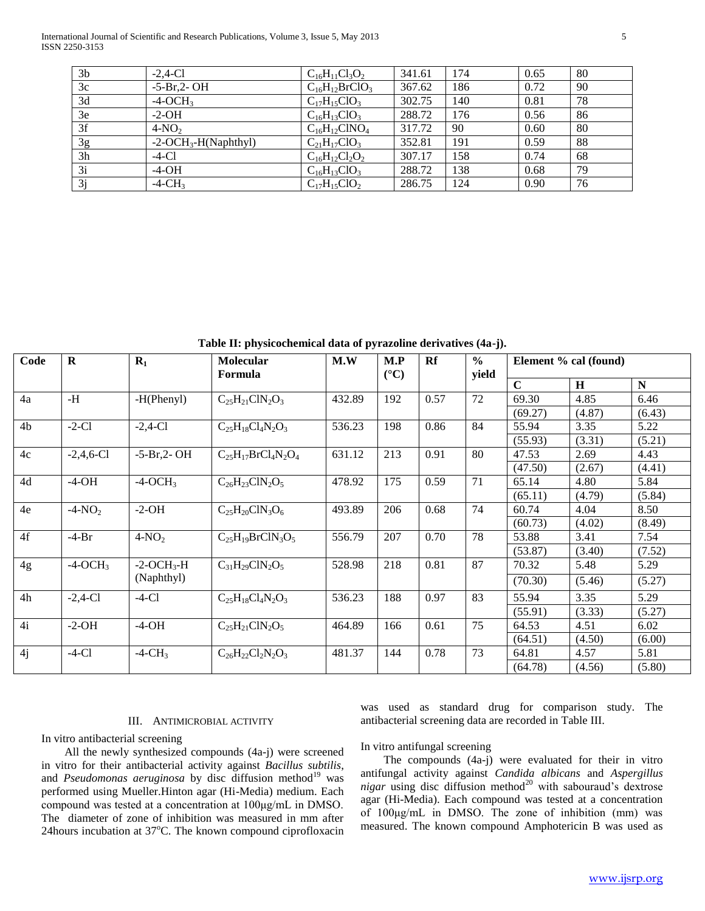| 3b | -2,4-Cl | $C_{16}H_{11}Cl_3O_2$ | 341.61 | 174 | 0.65 | 80 |
|---|---|---|---|---|---|---|
| 3c | -5-Br,2- OH | $C_{16}H_{12}BrClO_3$ | 367.62 | 186 | 0.72 | 90 |
| 3d | -4-$OCH_3$ | $C_{17}H_{15}ClO_3$ | 302.75 | 140 | 0.81 | 78 |
| 3e | -2-OH | $C_{16}H_{13}ClO_3$ | 288.72 | 176 | 0.56 | 86 |
| 3f | 4-$NO_2$ | $C_{16}H_{12}ClNO_4$ | 317.72 | 90 | 0.60 | 80 |
| 3g | -2-$OCH_3$-H(Naphthyl) | $C_{21}H_{17}ClO_3$ | 352.81 | 191 | 0.59 | 88 |
| 3h | -4-Cl | $C_{16}H_{12}Cl_2O_2$ | 307.17 | 158 | 0.74 | 68 |
| 3i | -4-OH | $C_{16}H_{13}ClO_3$ | 288.72 | 138 | 0.68 | 79 |
| 3j | -4-$CH_3$ | $C_{17}H_{15}ClO_2$ | 286.75 | 124 | 0.90 | 76 |

**Table II: physicochemical data of pyrazoline derivatives (4a-j).**

| Code | R | $R_1$ | Molecular Formula | M.W | M.P (°C) | Rf | % yield | Element % cal (found) | | |
|---|---|---|---|---|---|---|---|---|---|---|
| | | | | | | | | C | H | N |
| 4a | -H | -H(Phenyl) | $C_{25}H_{21}ClN_2O_3$ | 432.89 | 192 | 0.57 | 72 | 69.30 (69.27) | 4.85 (4.87) | 6.46 (6.43) |
| 4b | -2-Cl | -2,4-Cl | $C_{25}H_{18}Cl_4N_2O_3$ | 536.23 | 198 | 0.86 | 84 | 55.94 (55.93) | 3.35 (3.31) | 5.22 (5.21) |
| 4c | -2,4,6-Cl | -5-Br,2- OH | $C_{25}H_{17}BrCl_4N_2O_4$ | 631.12 | 213 | 0.91 | 80 | 47.53 (47.50) | 2.69 (2.67) | 4.43 (4.41) |
| 4d | -4-OH | -4-$OCH_3$ | $C_{26}H_{23}ClN_2O_5$ | 478.92 | 175 | 0.59 | 71 | 65.14 (65.11) | 4.80 (4.79) | 5.84 (5.84) |
| 4e | -4-$NO_2$ | -2-OH | $C_{25}H_{20}ClN_3O_6$ | 493.89 | 206 | 0.68 | 74 | 60.74 (60.73) | 4.04 (4.02) | 8.50 (8.49) |
| 4f | -4-Br | 4-$NO_2$ | $C_{25}H_{19}BrClN_3O_5$ | 556.79 | 207 | 0.70 | 78 | 53.88 (53.87) | 3.41 (3.40) | 7.54 (7.52) |
| 4g | -4-$OCH_3$ | -2-$OCH_3$-H (Naphthyl) | $C_{31}H_{29}ClN_2O_5$ | 528.98 | 218 | 0.81 | 87 | 70.32 (70.30) | 5.48 (5.46) | 5.29 (5.27) |
| 4h | -2,4-Cl | -4-Cl | $C_{25}H_{18}Cl_4N_2O_3$ | 536.23 | 188 | 0.97 | 83 | 55.94 (55.91) | 3.35 (3.33) | 5.29 (5.27) |
| 4i | -2-OH | -4-OH | $C_{25}H_{21}ClN_2O_5$ | 464.89 | 166 | 0.61 | 75 | 64.53 (64.51) | 4.51 (4.50) | 6.02 (6.00) |
| 4j | -4-Cl | -4-$CH_3$ | $C_{26}H_{22}Cl_2N_2O_3$ | 481.37 | 144 | 0.78 | 73 | 64.81 (64.78) | 4.57 (4.56) | 5.81 (5.80) |

## III. ANTIMICROBIAL ACTIVITY

In vitro antibacterial screening

All the newly synthesized compounds (4a-j) were screened in vitro for their antibacterial activity against *Bacillus subtilis*, and *Pseudomonas aeruginosa* by disc diffusion method[19] was performed using Mueller.Hinton agar (Hi-Media) medium. Each compound was tested at a concentration at 100µg/mL in DMSO. The diameter of zone of inhibition was measured in mm after 24hours incubation at 37°C. The known compound ciprofloxacin was used as standard drug for comparison study. The antibacterial screening data are recorded in Table III.

In vitro antifungal screening

The compounds (4a-j) were evaluated for their in vitro antifungal activity against *Candida albicans* and *Aspergillus nigar* using disc diffusion method[20] with sabouraud's dextrose agar (Hi-Media). Each compound was tested at a concentration of 100µg/mL in DMSO. The zone of inhibition (mm) was measured. The known compound Amphotericin B was used as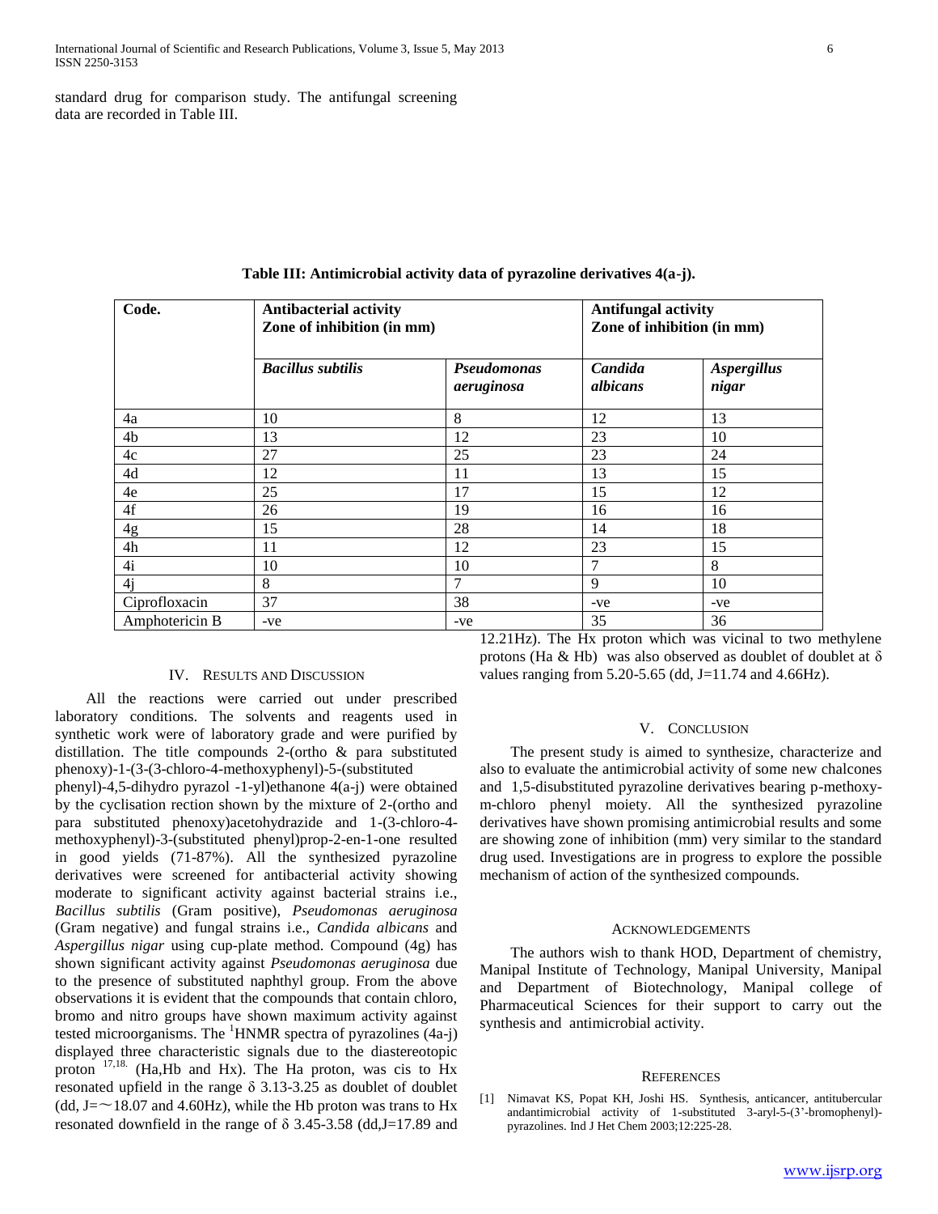standard drug for comparison study. The antifungal screening data are recorded in Table III.

**Table III: Antimicrobial activity data of pyrazoline derivatives 4(a-j).**

| Code. | Antibacterial activity Zone of inhibition (in mm) | | Antifungal activity Zone of inhibition (in mm) | |
|---|---|---|---|---|
| | *Bacillus subtilis* | *Pseudomonas aeruginosa* | *Candida albicans* | *Aspergillus nigar* |
| 4a | 10 | 8 | 12 | 13 |
| 4b | 13 | 12 | 23 | 10 |
| 4c | 27 | 25 | 23 | 24 |
| 4d | 12 | 11 | 13 | 15 |
| 4e | 25 | 17 | 15 | 12 |
| 4f | 26 | 19 | 16 | 16 |
| 4g | 15 | 28 | 14 | 18 |
| 4h | 11 | 12 | 23 | 15 |
| 4i | 10 | 10 | 7 | 8 |
| 4j | 8 | 7 | 9 | 10 |
| Ciprofloxacin | 37 | 38 | -ve | -ve |
| Amphotericin B | -ve | -ve | 35 | 36 |

## IV. Results and Discussion

All the reactions were carried out under prescribed laboratory conditions. The solvents and reagents used in synthetic work were of laboratory grade and were purified by distillation. The title compounds 2-(ortho & para substituted phenoxy)-1-(3-(3-chloro-4-methoxyphenyl)-5-(substituted phenyl)-4,5-dihydro pyrazol -1-yl)ethanone 4(a-j) were obtained by the cyclisation rection shown by the mixture of 2-(ortho and para substituted phenoxy)acetohydrazide and 1-(3-chloro-4-methoxyphenyl)-3-(substituted phenyl)prop-2-en-1-one resulted in good yields (71-87%). All the synthesized pyrazoline derivatives were screened for antibacterial activity showing moderate to significant activity against bacterial strains i.e., *Bacillus subtilis* (Gram positive), *Pseudomonas aeruginosa* (Gram negative) and fungal strains i.e., *Candida albicans* and *Aspergillus nigar* using cup-plate method. Compound (4g) has shown significant activity against *Pseudomonas aeruginosa* due to the presence of substituted naphthyl group. From the above observations it is evident that the compounds that contain chloro, bromo and nitro groups have shown maximum activity against tested microorganisms. The $^{1}$HNMR spectra of pyrazolines (4a-j) displayed three characteristic signals due to the diastereotopic proton [17,18.] (Ha,Hb and Hx). The Ha proton, was cis to Hx resonated upfield in the range $\delta$ 3.13-3.25 as doublet of doublet (dd, J=~18.07 and 4.60Hz), while the Hb proton was trans to Hx resonated downfield in the range of $\delta$ 3.45-3.58 (dd,J=17.89 and 12.21Hz). The Hx proton which was vicinal to two methylene protons (Ha & Hb) was also observed as doublet of doublet at $\delta$ values ranging from 5.20-5.65 (dd, J=11.74 and 4.66Hz).

## V. Conclusion

The present study is aimed to synthesize, characterize and also to evaluate the antimicrobial activity of some new chalcones and 1,5-disubstituted pyrazoline derivatives bearing p-methoxy-m-chloro phenyl moiety. All the synthesized pyrazoline derivatives have shown promising antimicrobial results and some are showing zone of inhibition (mm) very similar to the standard drug used. Investigations are in progress to explore the possible mechanism of action of the synthesized compounds.

## Acknowledgements

The authors wish to thank HOD, Department of chemistry, Manipal Institute of Technology, Manipal University, Manipal and Department of Biotechnology, Manipal college of Pharmaceutical Sciences for their support to carry out the synthesis and antimicrobial activity.

## References

[1] Nimavat KS, Popat KH, Joshi HS. Synthesis, anticancer, antitubercular andantimicrobial activity of 1-substituted 3-aryl-5-(3'-bromophenyl)-pyrazolines. Ind J Het Chem 2003;12:225-28.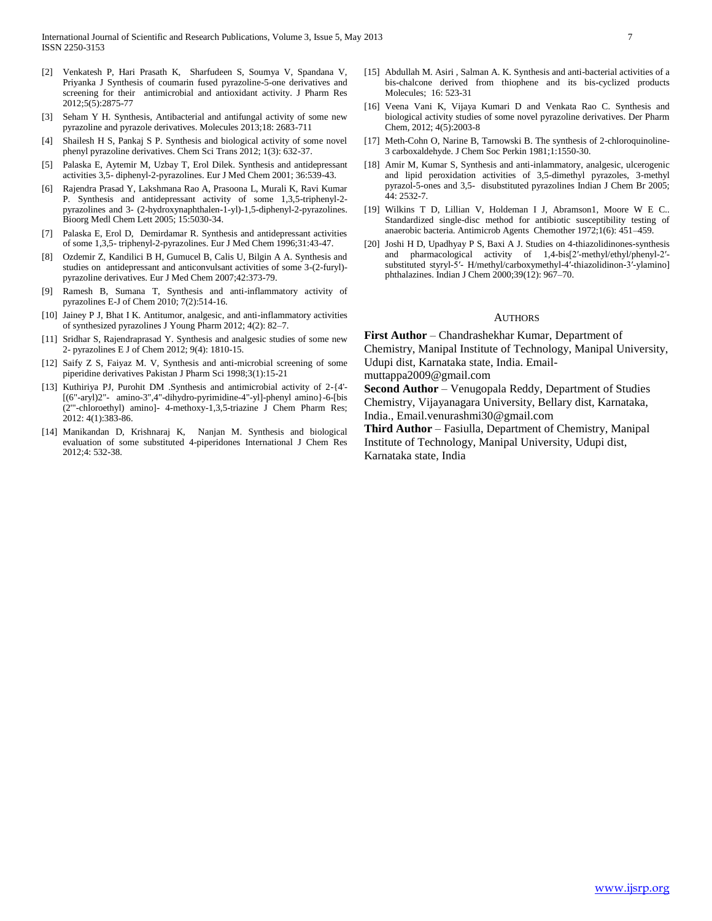[2] Venkatesh P, Hari Prasath K, Sharfudeen S, Soumya V, Spandana V, Priyanka J Synthesis of coumarin fused pyrazoline-5-one derivatives and screening for their antimicrobial and antioxidant activity. J Pharm Res 2012;5(5):2875-77

[3] Seham Y H. Synthesis, Antibacterial and antifungal activity of some new pyrazoline and pyrazole derivatives. Molecules 2013;18: 2683-711

[4] Shailesh H S, Pankaj S P. Synthesis and biological activity of some novel phenyl pyrazoline derivatives. Chem Sci Trans 2012; 1(3): 632-37.

[5] Palaska E, Aytemir M, Uzbay T, Erol Dilek. Synthesis and antidepressant activities 3,5- diphenyl-2-pyrazolines. Eur J Med Chem 2001; 36:539-43.

[6] Rajendra Prasad Y, Lakshmana Rao A, Prasoona L, Murali K, Ravi Kumar P. Synthesis and antidepressant activity of some 1,3,5-triphenyl-2-pyrazolines and 3- (2-hydroxynaphthalen-1-yl)-1,5-diphenyl-2-pyrazolines. Bioorg Medl Chem Lett 2005; 15:5030-34.

[7] Palaska E, Erol D, Demirdamar R. Synthesis and antidepressant activities of some 1,3,5- triphenyl-2-pyrazolines. Eur J Med Chem 1996;31:43-47.

[8] Ozdemir Z, Kandilici B H, Gumucel B, Calis U, Bilgin A A. Synthesis and studies on antidepressant and anticonvulsant activities of some 3-(2-furyl)-pyrazoline derivatives. Eur J Med Chem 2007;42:373-79.

[9] Ramesh B, Sumana T, Synthesis and anti-inflammatory activity of pyrazolines E-J of Chem 2010; 7(2):514-16.

[10] Jainey P J, Bhat I K. Antitumor, analgesic, and anti-inflammatory activities of synthesized pyrazolines J Young Pharm 2012; 4(2): 82–7.

[11] Sridhar S, Rajendraprasad Y. Synthesis and analgesic studies of some new 2- pyrazolines E J of Chem 2012; 9(4): 1810-15.

[12] Saify Z S, Faiyaz M. V, Synthesis and anti-microbial screening of some piperidine derivatives Pakistan J Pharm Sci 1998;3(1):15-21

[13] Kuthiriya PJ, Purohit DM .Synthesis and antimicrobial activity of 2-{4'-[(6''-aryl)2''- amino-3'',4''-dihydro-pyrimidine-4''-yl]-phenyl amino}-6-[bis (2'''-chloroethyl) amino]- 4-methoxy-1,3,5-triazine J Chem Pharm Res; 2012: 4(1):383-86.

[14] Manikandan D, Krishnaraj K, Nanjan M. Synthesis and biological evaluation of some substituted 4-piperidones International J Chem Res 2012;4: 532-38.

[15] Abdullah M. Asiri , Salman A. K. Synthesis and anti-bacterial activities of a bis-chalcone derived from thiophene and its bis-cyclized products Molecules; 16: 523-31

[16] Veena Vani K, Vijaya Kumari D and Venkata Rao C. Synthesis and biological activity studies of some novel pyrazoline derivatives. Der Pharm Chem, 2012; 4(5):2003-8

[17] Meth-Cohn O, Narine B, Tarnowski B. The synthesis of 2-chloroquinoline-3 carboxaldehyde. J Chem Soc Perkin 1981;1:1550-30.

[18] Amir M, Kumar S, Synthesis and anti-inlammatory, analgesic, ulcerogenic and lipid peroxidation activities of 3,5-dimethyl pyrazoles, 3-methyl pyrazol-5-ones and 3,5- disubstituted pyrazolines Indian J Chem Br 2005; 44: 2532-7.

[19] Wilkins T D, Lillian V, Holdeman I J, Abramson1, Moore W E C.. Standardized single-disc method for antibiotic susceptibility testing of anaerobic bacteria. Antimicrob Agents Chemother 1972;1(6): 451–459.

[20] Joshi H D, Upadhyay P S, Baxi A J. Studies on 4-thiazolidinones-synthesis and pharmacological activity of 1,4-bis[2′-methyl/ethyl/phenyl-2′-substituted styryl-5′- H/methyl/carboxymethyl-4′-thiazolidinon-3′-ylamino] phthalazines. Indian J Chem 2000;39(12): 967–70.

## AUTHORS

**First Author** – Chandrashekhar Kumar, Department of Chemistry, Manipal Institute of Technology, Manipal University, Udupi dist, Karnataka state, India. Email-muttappa2009@gmail.com

**Second Author** – Venugopala Reddy, Department of Studies Chemistry, Vijayanagara University, Bellary dist, Karnataka, India., Email.venurashmi30@gmail.com

**Third Author** – Fasiulla, Department of Chemistry, Manipal Institute of Technology, Manipal University, Udupi dist, Karnataka state, India